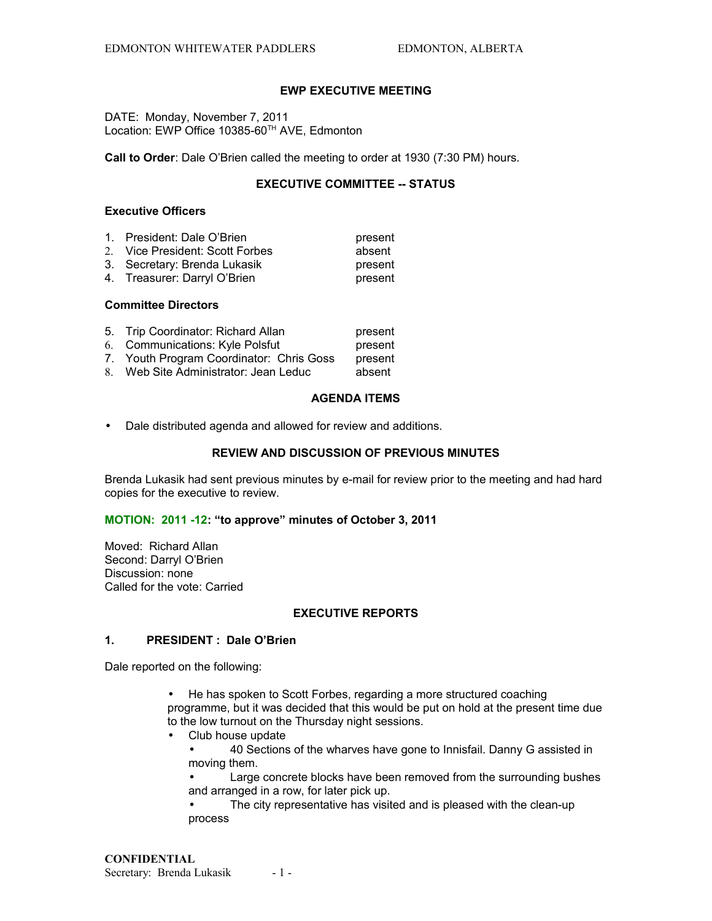# EWP EXECUTIVE MEETING

DATE: Monday, November 7, 2011
Location: EWP Office 10385-60TH AVE, Edmonton

**Call to Order**: Dale O'Brien called the meeting to order at 1930 (7:30 PM) hours.

## EXECUTIVE COMMITTEE -- STATUS

### Executive Officers

| | | |
|---|---|---|
| 1. | President: Dale O'Brien | present |
| 2. | Vice President: Scott Forbes | absent |
| 3. | Secretary: Brenda Lukasik | present |
| 4. | Treasurer: Darryl O'Brien | present |

### Committee Directors

| | | |
|---|---|---|
| 5. | Trip Coordinator: Richard Allan | present |
| 6. | Communications: Kyle Polsfut | present |
| 7. | Youth Program Coordinator: Chris Goss | present |
| 8. | Web Site Administrator: Jean Leduc | absent |

## AGENDA ITEMS

- Dale distributed agenda and allowed for review and additions.

## REVIEW AND DISCUSSION OF PREVIOUS MINUTES

Brenda Lukasik had sent previous minutes by e-mail for review prior to the meeting and had hard copies for the executive to review.

**MOTION: 2011 -12: "to approve" minutes of October 3, 2011**

Moved: Richard Allan
Second: Darryl O'Brien
Discussion: none
Called for the vote: Carried

## EXECUTIVE REPORTS

### 1. PRESIDENT : Dale O'Brien

Dale reported on the following:

- He has spoken to Scott Forbes, regarding a more structured coaching programme, but it was decided that this would be put on hold at the present time due to the low turnout on the Thursday night sessions.
- Club house update
  - 40 Sections of the wharves have gone to Innisfail. Danny G assisted in moving them.
  - Large concrete blocks have been removed from the surrounding bushes and arranged in a row, for later pick up.
  - The city representative has visited and is pleased with the clean-up process

**CONFIDENTIAL**
Secretary: Brenda Lukasik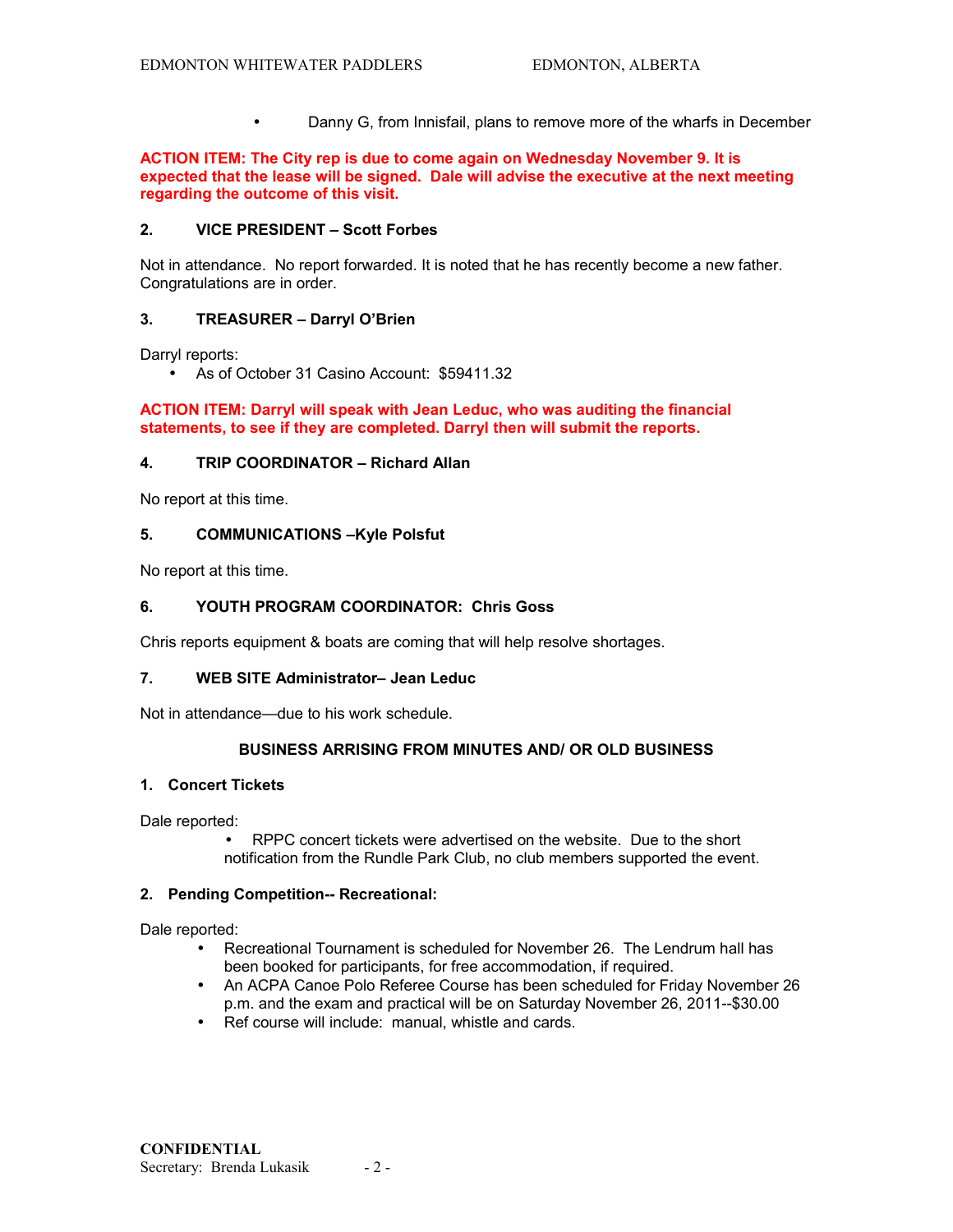- Danny G, from Innisfail, plans to remove more of the wharfs in December

**ACTION ITEM: The City rep is due to come again on Wednesday November 9. It is expected that the lease will be signed. Dale will advise the executive at the next meeting regarding the outcome of this visit.**

### 2. VICE PRESIDENT – Scott Forbes

Not in attendance. No report forwarded. It is noted that he has recently become a new father. Congratulations are in order.

### 3. TREASURER – Darryl O'Brien

Darryl reports:

- As of October 31 Casino Account: $59411.32

**ACTION ITEM: Darryl will speak with Jean Leduc, who was auditing the financial statements, to see if they are completed. Darryl then will submit the reports.**

### 4. TRIP COORDINATOR – Richard Allan

No report at this time.

### 5. COMMUNICATIONS –Kyle Polsfut

No report at this time.

### 6. YOUTH PROGRAM COORDINATOR: Chris Goss

Chris reports equipment & boats are coming that will help resolve shortages.

### 7. WEB SITE Administrator– Jean Leduc

Not in attendance—due to his work schedule.

## BUSINESS ARRISING FROM MINUTES AND/ OR OLD BUSINESS

### 1. Concert Tickets

Dale reported:

- RPPC concert tickets were advertised on the website. Due to the short notification from the Rundle Park Club, no club members supported the event.

### 2. Pending Competition-- Recreational:

Dale reported:

- Recreational Tournament is scheduled for November 26. The Lendrum hall has been booked for participants, for free accommodation, if required.
- An ACPA Canoe Polo Referee Course has been scheduled for Friday November 26 p.m. and the exam and practical will be on Saturday November 26, 2011--$30.00
- Ref course will include: manual, whistle and cards.

**CONFIDENTIAL**
Secretary: Brenda Lukasik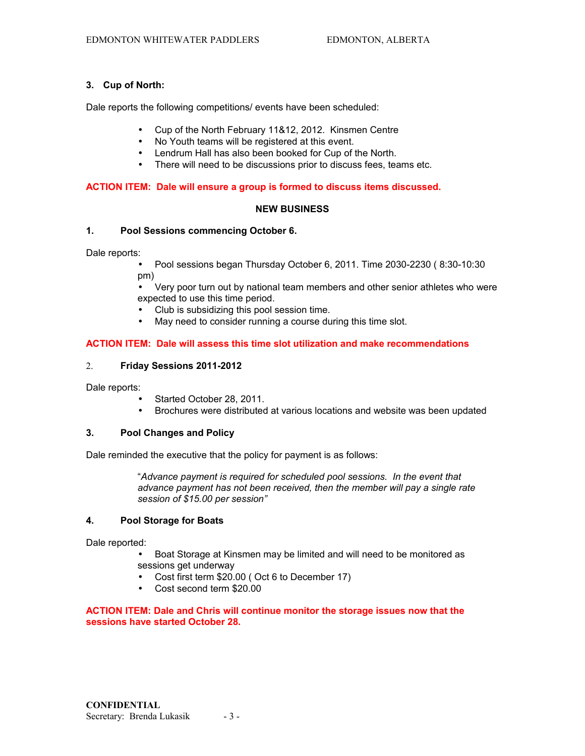### 3. Cup of North:

Dale reports the following competitions/ events have been scheduled:

- Cup of the North February 11&12, 2012. Kinsmen Centre
- No Youth teams will be registered at this event.
- Lendrum Hall has also been booked for Cup of the North.
- There will need to be discussions prior to discuss fees, teams etc.

**ACTION ITEM: Dale will ensure a group is formed to discuss items discussed.**

## NEW BUSINESS

### 1. Pool Sessions commencing October 6.

Dale reports:

- Pool sessions began Thursday October 6, 2011. Time 2030-2230 ( 8:30-10:30 pm)
- Very poor turn out by national team members and other senior athletes who were expected to use this time period.
- Club is subsidizing this pool session time.
- May need to consider running a course during this time slot.

**ACTION ITEM: Dale will assess this time slot utilization and make recommendations**

### 2. Friday Sessions 2011-2012

Dale reports:

- Started October 28, 2011.
- Brochures were distributed at various locations and website was been updated

### 3. Pool Changes and Policy

Dale reminded the executive that the policy for payment is as follows:

> "*Advance payment is required for scheduled pool sessions. In the event that advance payment has not been received, then the member will pay a single rate session of $15.00 per session"*

### 4. Pool Storage for Boats

Dale reported:

- Boat Storage at Kinsmen may be limited and will need to be monitored as sessions get underway
- Cost first term $20.00 ( Oct 6 to December 17)
- Cost second term $20.00

**ACTION ITEM: Dale and Chris will continue monitor the storage issues now that the sessions have started October 28.**

**CONFIDENTIAL**
Secretary: Brenda Lukasik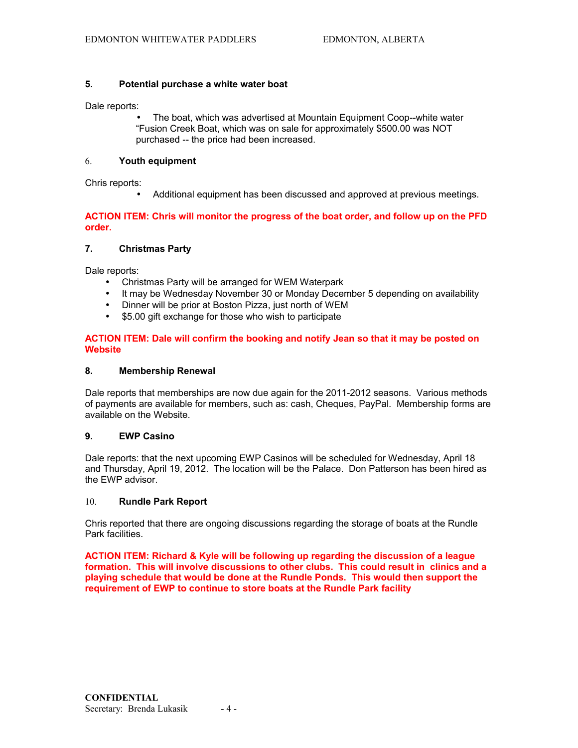**5. Potential purchase a white water boat**

Dale reports:

- The boat, which was advertised at Mountain Equipment Coop--white water "Fusion Creek Boat, which was on sale for approximately $500.00 was NOT purchased -- the price had been increased.

6. **Youth equipment**

Chris reports:

- Additional equipment has been discussed and approved at previous meetings.

**ACTION ITEM: Chris will monitor the progress of the boat order, and follow up on the PFD order.**

**7. Christmas Party**

Dale reports:

- Christmas Party will be arranged for WEM Waterpark
- It may be Wednesday November 30 or Monday December 5 depending on availability
- Dinner will be prior at Boston Pizza, just north of WEM
- $5.00 gift exchange for those who wish to participate

**ACTION ITEM: Dale will confirm the booking and notify Jean so that it may be posted on Website**

**8. Membership Renewal**

Dale reports that memberships are now due again for the 2011-2012 seasons. Various methods of payments are available for members, such as: cash, Cheques, PayPal. Membership forms are available on the Website.

**9. EWP Casino**

Dale reports: that the next upcoming EWP Casinos will be scheduled for Wednesday, April 18 and Thursday, April 19, 2012. The location will be the Palace. Don Patterson has been hired as the EWP advisor.

10. **Rundle Park Report**

Chris reported that there are ongoing discussions regarding the storage of boats at the Rundle Park facilities.

**ACTION ITEM: Richard & Kyle will be following up regarding the discussion of a league formation. This will involve discussions to other clubs. This could result in clinics and a playing schedule that would be done at the Rundle Ponds. This would then support the requirement of EWP to continue to store boats at the Rundle Park facility**

**CONFIDENTIAL**
Secretary: Brenda Lukasik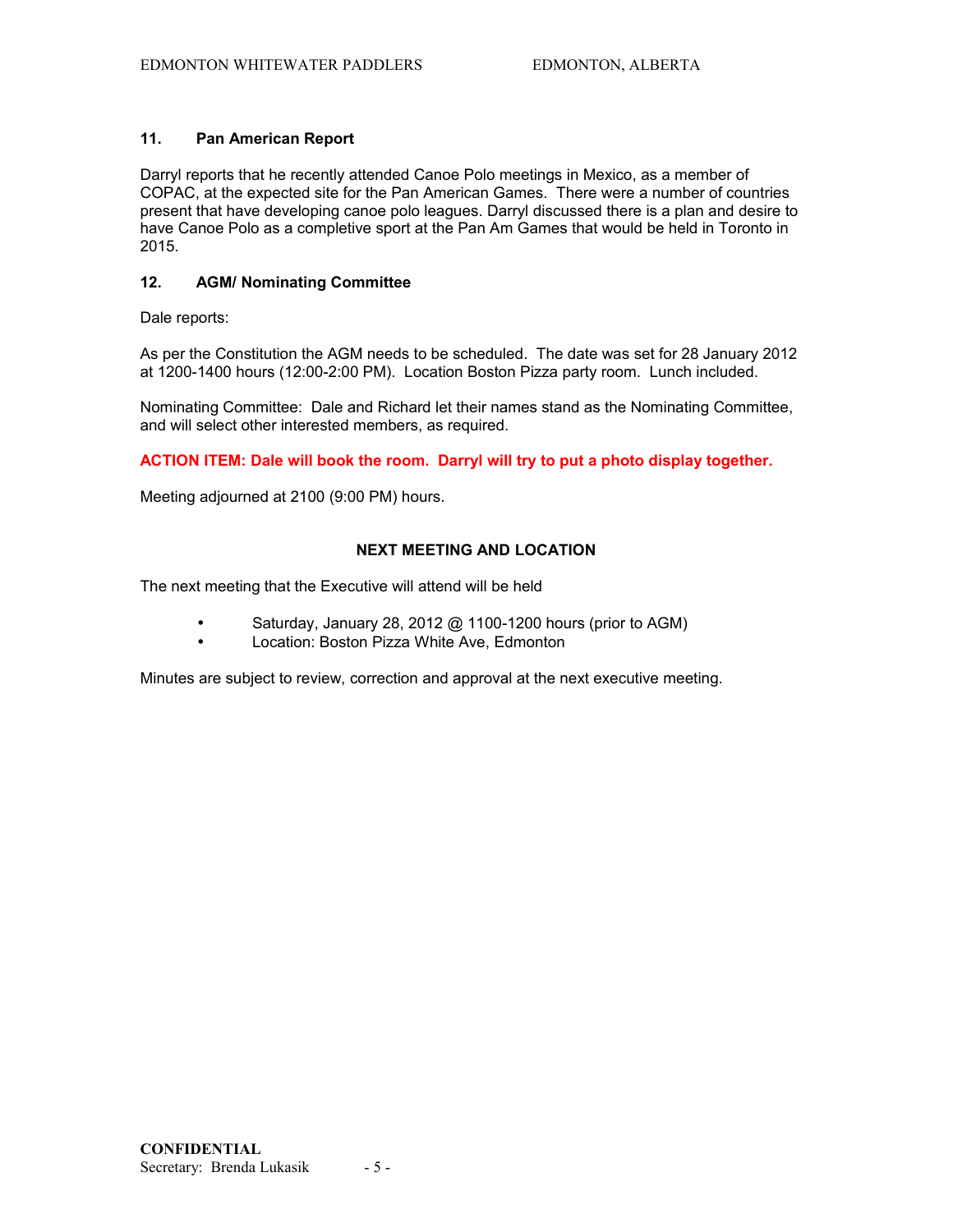### 11. Pan American Report

Darryl reports that he recently attended Canoe Polo meetings in Mexico, as a member of COPAC, at the expected site for the Pan American Games. There were a number of countries present that have developing canoe polo leagues. Darryl discussed there is a plan and desire to have Canoe Polo as a completive sport at the Pan Am Games that would be held in Toronto in 2015.

### 12. AGM/ Nominating Committee

Dale reports:

As per the Constitution the AGM needs to be scheduled. The date was set for 28 January 2012 at 1200-1400 hours (12:00-2:00 PM). Location Boston Pizza party room. Lunch included.

Nominating Committee: Dale and Richard let their names stand as the Nominating Committee, and will select other interested members, as required.

**ACTION ITEM: Dale will book the room. Darryl will try to put a photo display together.**

Meeting adjourned at 2100 (9:00 PM) hours.

## NEXT MEETING AND LOCATION

The next meeting that the Executive will attend will be held

- Saturday, January 28, 2012 @ 1100-1200 hours (prior to AGM)
- Location: Boston Pizza White Ave, Edmonton

Minutes are subject to review, correction and approval at the next executive meeting.

**CONFIDENTIAL**
Secretary: Brenda Lukasik